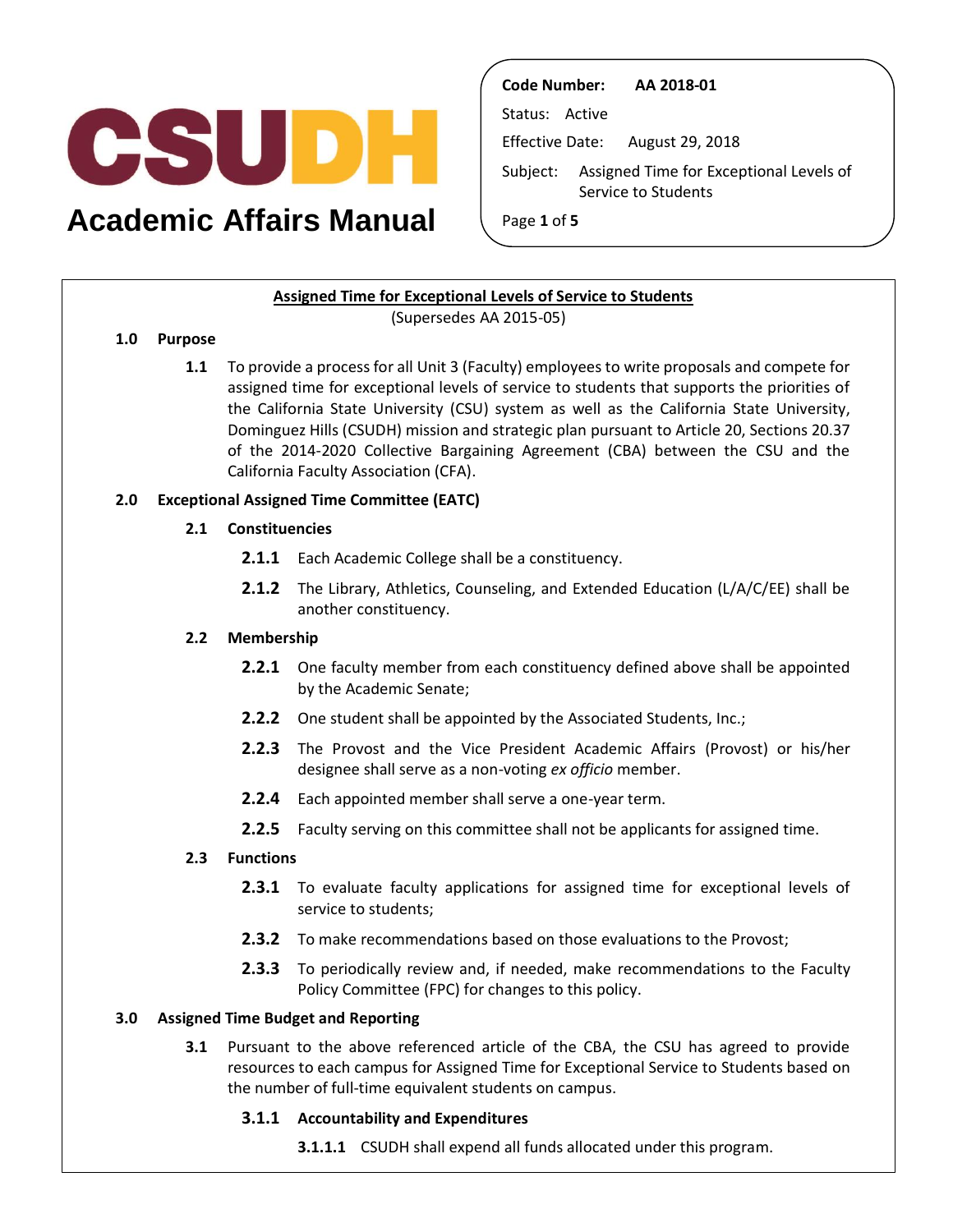# CSUDH Academic Affairs Manual

**Code Number:** AA 2018-01

Status: Active

Effective Date: August 29, 2018

Subject: Assigned Time for Exceptional Levels of Service to Students

## Assigned Time for Exceptional Levels of Service to Students

(Supersedes AA 2015-05)

### 1.0 Purpose

**1.1** To provide a process for all Unit 3 (Faculty) employees to write proposals and compete for assigned time for exceptional levels of service to students that supports the priorities of the California State University (CSU) system as well as the California State University, Dominguez Hills (CSUDH) mission and strategic plan pursuant to Article 20, Sections 20.37 of the 2014-2020 Collective Bargaining Agreement (CBA) between the CSU and the California Faculty Association (CFA).

### 2.0 Exceptional Assigned Time Committee (EATC)

**2.1 Constituencies**

**2.1.1** Each Academic College shall be a constituency.

**2.1.2** The Library, Athletics, Counseling, and Extended Education (L/A/C/EE) shall be another constituency.

**2.2 Membership**

**2.2.1** One faculty member from each constituency defined above shall be appointed by the Academic Senate;

**2.2.2** One student shall be appointed by the Associated Students, Inc.;

**2.2.3** The Provost and the Vice President Academic Affairs (Provost) or his/her designee shall serve as a non-voting *ex officio* member.

**2.2.4** Each appointed member shall serve a one-year term.

**2.2.5** Faculty serving on this committee shall not be applicants for assigned time.

**2.3 Functions**

**2.3.1** To evaluate faculty applications for assigned time for exceptional levels of service to students;

**2.3.2** To make recommendations based on those evaluations to the Provost;

**2.3.3** To periodically review and, if needed, make recommendations to the Faculty Policy Committee (FPC) for changes to this policy.

### 3.0 Assigned Time Budget and Reporting

**3.1** Pursuant to the above referenced article of the CBA, the CSU has agreed to provide resources to each campus for Assigned Time for Exceptional Service to Students based on the number of full-time equivalent students on campus.

**3.1.1 Accountability and Expenditures**

**3.1.1.1** CSUDH shall expend all funds allocated under this program.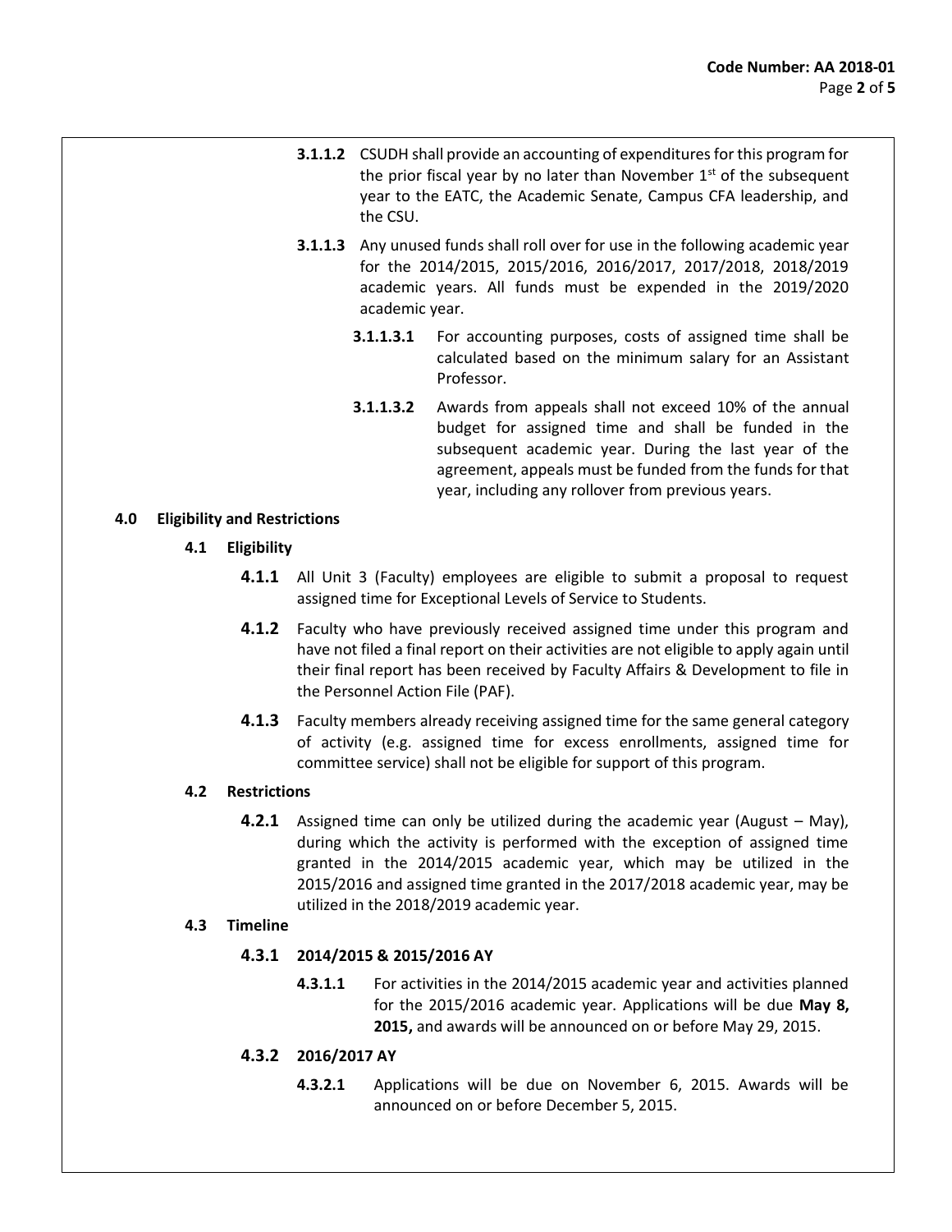**3.1.1.2** CSUDH shall provide an accounting of expenditures for this program for the prior fiscal year by no later than November 1st of the subsequent year to the EATC, the Academic Senate, Campus CFA leadership, and the CSU.

**3.1.1.3** Any unused funds shall roll over for use in the following academic year for the 2014/2015, 2015/2016, 2016/2017, 2017/2018, 2018/2019 academic years. All funds must be expended in the 2019/2020 academic year.

**3.1.1.3.1** For accounting purposes, costs of assigned time shall be calculated based on the minimum salary for an Assistant Professor.

**3.1.1.3.2** Awards from appeals shall not exceed 10% of the annual budget for assigned time and shall be funded in the subsequent academic year. During the last year of the agreement, appeals must be funded from the funds for that year, including any rollover from previous years.

## 4.0 Eligibility and Restrictions

### 4.1 Eligibility

**4.1.1** All Unit 3 (Faculty) employees are eligible to submit a proposal to request assigned time for Exceptional Levels of Service to Students.

**4.1.2** Faculty who have previously received assigned time under this program and have not filed a final report on their activities are not eligible to apply again until their final report has been received by Faculty Affairs & Development to file in the Personnel Action File (PAF).

**4.1.3** Faculty members already receiving assigned time for the same general category of activity (e.g. assigned time for excess enrollments, assigned time for committee service) shall not be eligible for support of this program.

### 4.2 Restrictions

**4.2.1** Assigned time can only be utilized during the academic year (August – May), during which the activity is performed with the exception of assigned time granted in the 2014/2015 academic year, which may be utilized in the 2015/2016 and assigned time granted in the 2017/2018 academic year, may be utilized in the 2018/2019 academic year.

### 4.3 Timeline

#### 4.3.1 2014/2015 & 2015/2016 AY

**4.3.1.1** For activities in the 2014/2015 academic year and activities planned for the 2015/2016 academic year. Applications will be due **May 8, 2015,** and awards will be announced on or before May 29, 2015.

#### 4.3.2 2016/2017 AY

**4.3.2.1** Applications will be due on November 6, 2015. Awards will be announced on or before December 5, 2015.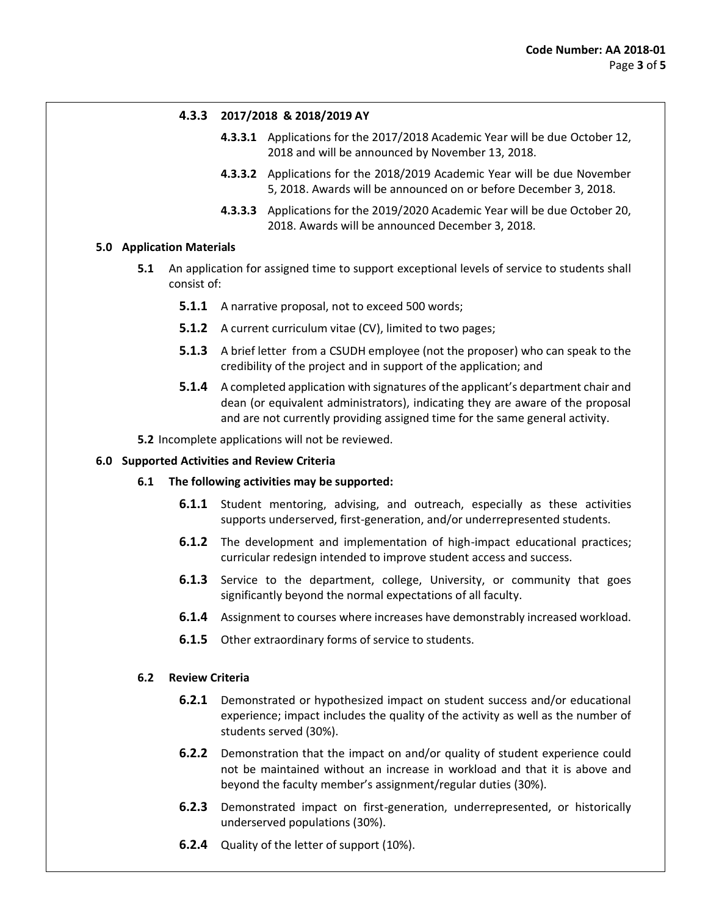### 4.3.3 2017/2018 & 2018/2019 AY

**4.3.3.1** Applications for the 2017/2018 Academic Year will be due October 12, 2018 and will be announced by November 13, 2018.

**4.3.3.2** Applications for the 2018/2019 Academic Year will be due November 5, 2018. Awards will be announced on or before December 3, 2018.

**4.3.3.3** Applications for the 2019/2020 Academic Year will be due October 20, 2018. Awards will be announced December 3, 2018.

## 5.0 Application Materials

**5.1** An application for assigned time to support exceptional levels of service to students shall consist of:

**5.1.1** A narrative proposal, not to exceed 500 words;

**5.1.2** A current curriculum vitae (CV), limited to two pages;

**5.1.3** A brief letter from a CSUDH employee (not the proposer) who can speak to the credibility of the project and in support of the application; and

**5.1.4** A completed application with signatures of the applicant's department chair and dean (or equivalent administrators), indicating they are aware of the proposal and are not currently providing assigned time for the same general activity.

**5.2** Incomplete applications will not be reviewed.

## 6.0 Supported Activities and Review Criteria

### 6.1 The following activities may be supported:

**6.1.1** Student mentoring, advising, and outreach, especially as these activities supports underserved, first-generation, and/or underrepresented students.

**6.1.2** The development and implementation of high-impact educational practices; curricular redesign intended to improve student access and success.

**6.1.3** Service to the department, college, University, or community that goes significantly beyond the normal expectations of all faculty.

**6.1.4** Assignment to courses where increases have demonstrably increased workload.

**6.1.5** Other extraordinary forms of service to students.

### 6.2 Review Criteria

**6.2.1** Demonstrated or hypothesized impact on student success and/or educational experience; impact includes the quality of the activity as well as the number of students served (30%).

**6.2.2** Demonstration that the impact on and/or quality of student experience could not be maintained without an increase in workload and that it is above and beyond the faculty member's assignment/regular duties (30%).

**6.2.3** Demonstrated impact on first-generation, underrepresented, or historically underserved populations (30%).

**6.2.4** Quality of the letter of support (10%).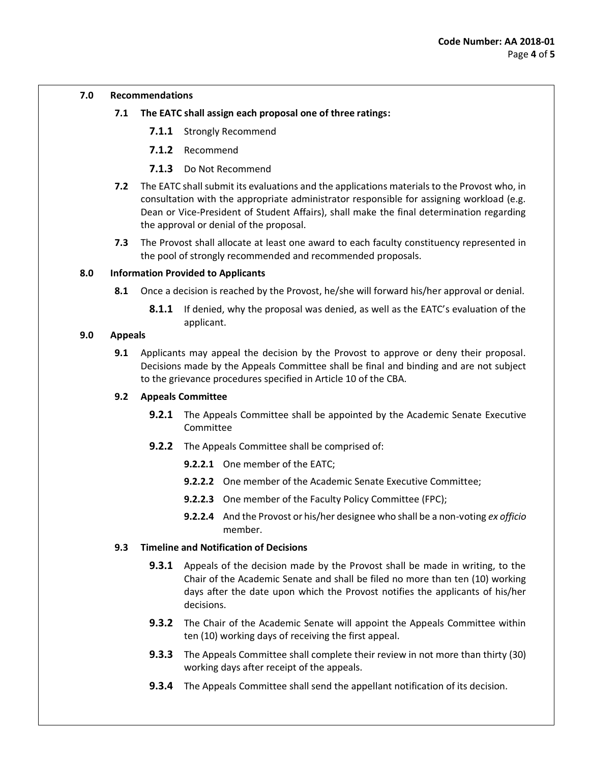**7.0 Recommendations**

**7.1 The EATC shall assign each proposal one of three ratings:**

**7.1.1** Strongly Recommend

**7.1.2** Recommend

**7.1.3** Do Not Recommend

**7.2** The EATC shall submit its evaluations and the applications materials to the Provost who, in consultation with the appropriate administrator responsible for assigning workload (e.g. Dean or Vice-President of Student Affairs), shall make the final determination regarding the approval or denial of the proposal.

**7.3** The Provost shall allocate at least one award to each faculty constituency represented in the pool of strongly recommended and recommended proposals.

**8.0 Information Provided to Applicants**

**8.1** Once a decision is reached by the Provost, he/she will forward his/her approval or denial.

**8.1.1** If denied, why the proposal was denied, as well as the EATC's evaluation of the applicant.

**9.0 Appeals**

**9.1** Applicants may appeal the decision by the Provost to approve or deny their proposal. Decisions made by the Appeals Committee shall be final and binding and are not subject to the grievance procedures specified in Article 10 of the CBA.

**9.2 Appeals Committee**

**9.2.1** The Appeals Committee shall be appointed by the Academic Senate Executive Committee

**9.2.2** The Appeals Committee shall be comprised of:

**9.2.2.1** One member of the EATC;

**9.2.2.2** One member of the Academic Senate Executive Committee;

**9.2.2.3** One member of the Faculty Policy Committee (FPC);

**9.2.2.4** And the Provost or his/her designee who shall be a non-voting *ex officio* member.

**9.3 Timeline and Notification of Decisions**

**9.3.1** Appeals of the decision made by the Provost shall be made in writing, to the Chair of the Academic Senate and shall be filed no more than ten (10) working days after the date upon which the Provost notifies the applicants of his/her decisions.

**9.3.2** The Chair of the Academic Senate will appoint the Appeals Committee within ten (10) working days of receiving the first appeal.

**9.3.3** The Appeals Committee shall complete their review in not more than thirty (30) working days after receipt of the appeals.

**9.3.4** The Appeals Committee shall send the appellant notification of its decision.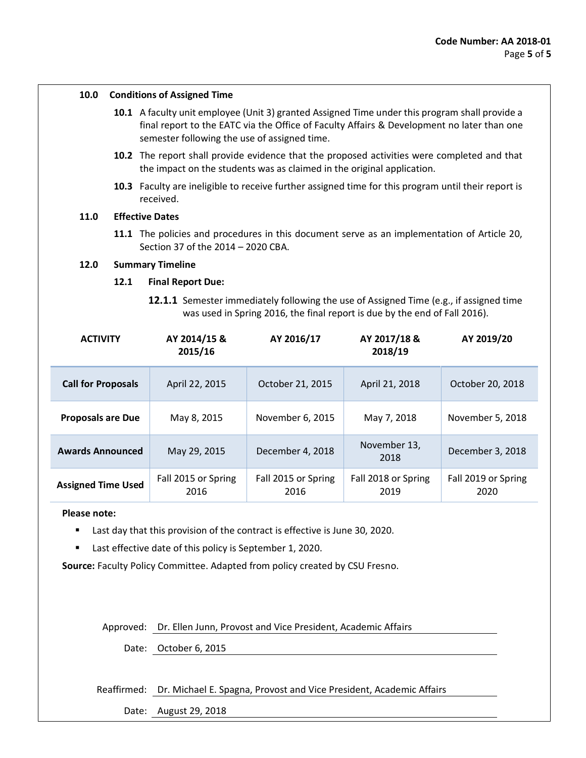**10.0 Conditions of Assigned Time**

**10.1** A faculty unit employee (Unit 3) granted Assigned Time under this program shall provide a final report to the EATC via the Office of Faculty Affairs & Development no later than one semester following the use of assigned time.

**10.2** The report shall provide evidence that the proposed activities were completed and that the impact on the students was as claimed in the original application.

**10.3** Faculty are ineligible to receive further assigned time for this program until their report is received.

**11.0 Effective Dates**

**11.1** The policies and procedures in this document serve as an implementation of Article 20, Section 37 of the 2014 – 2020 CBA.

**12.0 Summary Timeline**

**12.1 Final Report Due:**

**12.1.1** Semester immediately following the use of Assigned Time (e.g., if assigned time was used in Spring 2016, the final report is due by the end of Fall 2016).

| ACTIVITY | AY 2014/15 & 2015/16 | AY 2016/17 | AY 2017/18 & 2018/19 | AY 2019/20 |
|---|---|---|---|---|
| **Call for Proposals** | April 22, 2015 | October 21, 2015 | April 21, 2018 | October 20, 2018 |
| **Proposals are Due** | May 8, 2015 | November 6, 2015 | May 7, 2018 | November 5, 2018 |
| **Awards Announced** | May 29, 2015 | December 4, 2018 | November 13, 2018 | December 3, 2018 |
| **Assigned Time Used** | Fall 2015 or Spring 2016 | Fall 2015 or Spring 2016 | Fall 2018 or Spring 2019 | Fall 2019 or Spring 2020 |

**Please note:**

- Last day that this provision of the contract is effective is June 30, 2020.
- Last effective date of this policy is September 1, 2020.

**Source:** Faculty Policy Committee. Adapted from policy created by CSU Fresno.

Approved: Dr. Ellen Junn, Provost and Vice President, Academic Affairs

Date: October 6, 2015

Reaffirmed: Dr. Michael E. Spagna, Provost and Vice President, Academic Affairs

Date: August 29, 2018